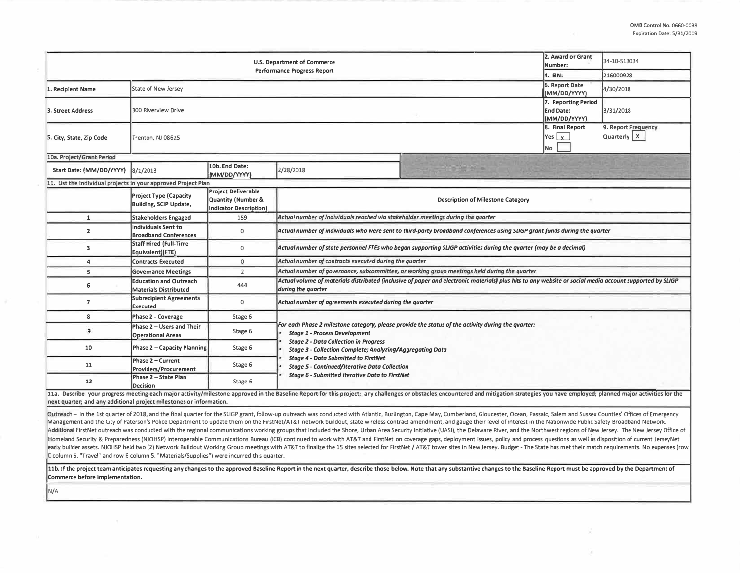OMB Control No. 0660-0038
Expiration Date: 5/31/2019

| U.S. Department of Commerce<br>Performance Progress Report | | | | 2. Award or Grant Number: | 34-10-S13034 |
|---|---|---|---|---|---|
| | | | | 4. EIN: | 216000928 |
| 1. Recipient Name | State of New Jersey | | | 6. Report Date (MM/DD/YYYY) | 4/30/2018 |
| 3. Street Address | 300 Riverview Drive | | | 7. Reporting Period End Date: (MM/DD/YYYY) | 3/31/2018 |
| 5. City, State, Zip Code | Trenton, NJ 08625 | | | 8. Final Report<br>Yes [ x ]<br>No [ ] | 9. Report Frequency<br>Quarterly [ X ] |
| 10a. Project/Grant Period | | | | | |
| Start Date: (MM/DD/YYYY) | 8/1/2013 | 10b. End Date: (MM/DD/YYYY) | 2/28/2018 | | |

11. List the individual projects in your approved Project Plan

| | Project Type (Capacity Building, SCIP Update, | Project Deliverable Quantity (Number & Indicator Description) | Description of Milestone Category |
|---|---|---|---|
| 1 | Stakeholders Engaged | 159 | *Actual number of individuals reached via stakeholder meetings during the quarter* |
| 2 | Individuals Sent to Broadband Conferences | 0 | *Actual number of individuals who were sent to third-party broadband conferences using SLIGP grant funds during the quarter* |
| 3 | Staff Hired (Full-Time Equivalent)(FTE) | 0 | *Actual number of state personnel FTEs who began supporting SLIGP activities during the quarter (may be a decimal)* |
| 4 | Contracts Executed | 0 | *Actual number of contracts executed during the quarter* |
| 5 | Governance Meetings | 2 | *Actual number of governance, subcommittee, or working group meetings held during the quarter* |
| 6 | Education and Outreach Materials Distributed | 444 | *Actual volume of materials distributed (inclusive of paper and electronic materials) plus hits to any website or social media account supported by SLIGP during the quarter* |
| 7 | Subrecipient Agreements Executed | 0 | *Actual number of agreements executed during the quarter* |
| 8 | Phase 2 - Coverage | Stage 6 | *For each Phase 2 milestone category, please provide the status of the activity during the quarter:*<br>• ***Stage 1 - Process Development***<br>• ***Stage 2 - Data Collection in Progress***<br>• ***Stage 3 - Collection Complete; Analyzing/Aggregating Data***<br>• ***Stage 4 - Data Submitted to FirstNet***<br>• ***Stage 5 - Continued/Iterative Data Collection***<br>• ***Stage 6 - Submitted Iterative Data to FirstNet*** |
| 9 | Phase 2 – Users and Their Operational Areas | Stage 6 | |
| 10 | Phase 2 – Capacity Planning | Stage 6 | |
| 11 | Phase 2 – Current Providers/Procurement | Stage 6 | |
| 12 | Phase 2 – State Plan Decision | Stage 6 | |

**11a. Describe your progress meeting each major activity/milestone approved in the Baseline Report for this project; any challenges or obstacles encountered and mitigation strategies you have employed; planned major activities for the next quarter; and any additional project milestones or information.**

Outreach – In the 1st quarter of 2018, and the final quarter for the SLIGP grant, follow-up outreach was conducted with Atlantic, Burlington, Cape May, Cumberland, Gloucester, Ocean, Passaic, Salem and Sussex Counties' Offices of Emergency Management and the City of Paterson's Police Department to update them on the FirstNet/AT&T network buildout, state wireless contract amendment, and gauge their level of interest in the Nationwide Public Safety Broadband Network. Additional FirstNet outreach was conducted with the regional communications working groups that included the Shore, Urban Area Security Initiative (UASI), the Delaware River, and the Northwest regions of New Jersey. The New Jersey Office of Homeland Security & Preparedness (NJOHSP) Interoperable Communications Bureau (ICB) continued to work with AT&T and FirstNet on coverage gaps, deployment issues, policy and process questions as well as disposition of current JerseyNet early builder assets. NJOHSP held two (2) Network Buildout Working Group meetings with AT&T to finalize the 15 sites selected for FirstNet / AT&T tower sites in New Jersey. Budget - The State has met their match requirements. No expenses (row C column 5. "Travel" and row E column 5. "Materials/Supplies") were incurred this quarter.

**11b. If the project team anticipates requesting any changes to the approved Baseline Report in the next quarter, describe those below. Note that any substantive changes to the Baseline Report must be approved by the Department of Commerce before implementation.**

N/A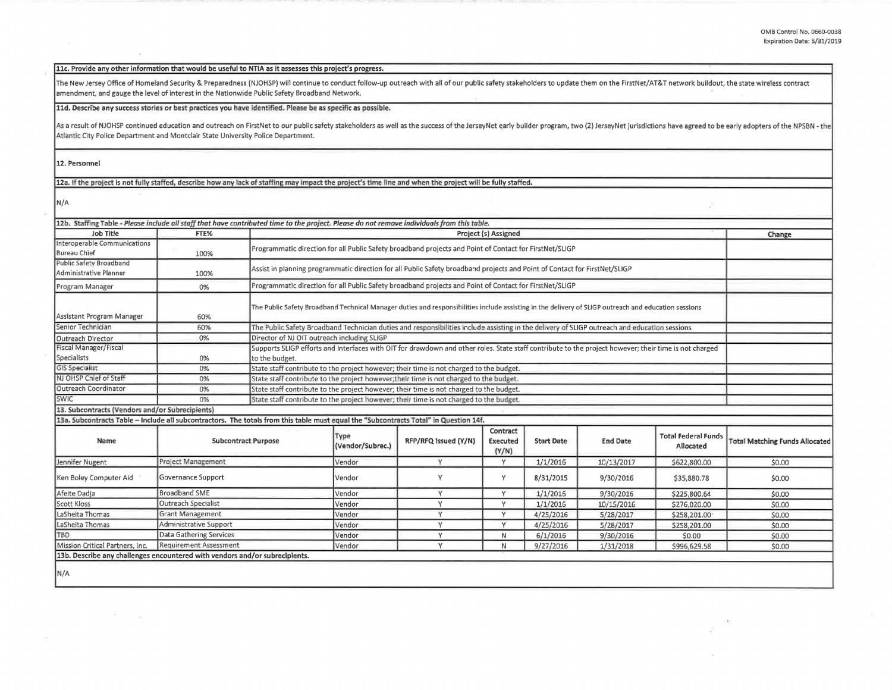**11c. Provide any other information that would be useful to NTIA as it assesses this project's progress.**

The New Jersey Office of Homeland Security & Preparedness (NJOHSP) will continue to conduct follow-up outreach with all of our public safety stakeholders to update them on the FirstNet/AT&T network buildout, the state wireless contract amendment, and gauge the level of interest in the Nationwide Public Safety Broadband Network.

**11d. Describe any success stories or best practices you have identified. Please be as specific as possible.**

As a result of NJOHSP continued education and outreach on FirstNet to our public safety stakeholders as well as the success of the JerseyNet early builder program, two (2) JerseyNet jurisdictions have agreed to be early adopters of the NPSBN - the Atlantic City Police Department and Montclair State University Police Department.

**12. Personnel**

**12a. If the project is not fully staffed, describe how any lack of staffing may impact the project's time line and when the project will be fully staffed.**

N/A

**12b. Staffing Table** - *Please include all staff that have contributed time to the project. Please do not remove individuals from this table.*

| Job Title | FTE% | Project (s) Assigned | Change |
|---|---|---|---|
| Interoperable Communications Bureau Chief | 100% | Programmatic direction for all Public Safety broadband projects and Point of Contact for FirstNet/SLIGP | |
| Public Safety Broadband Administrative Planner | 100% | Assist in planning programmatic direction for all Public Safety broadband projects and Point of Contact for FirstNet/SLIGP | |
| Program Manager | 0% | Programmatic direction for all Public Safety broadband projects and Point of Contact for FirstNet/SLIGP | |
| Assistant Program Manager | 60% | The Public Safety Broadband Technical Manager duties and responsibilities include assisting in the delivery of SLIGP outreach and education sessions | |
| Senior Technician | 60% | The Public Safety Broadband Technician duties and responsibilities include assisting in the delivery of SLIGP outreach and education sessions | |
| Outreach Director | 0% | Director of NJ OIT outreach including SLIGP | |
| Fiscal Manager/Fiscal Specialists | 0% | Supports SLIGP efforts and Interfaces with OIT for drawdown and other roles. State staff contribute to the project however; their time is not charged to the budget. | |
| GIS Specialist | 0% | State staff contribute to the project however; their time is not charged to the budget. | |
| NJ OHSP Chief of Staff | 0% | State staff contribute to the project however;their time is not charged to the budget. | |
| Outreach Coordinator | 0% | State staff contribute to the project however; their time is not charged to the budget. | |
| SWIC | 0% | State staff contribute to the project however; their time is not charged to the budget. | |

**13. Subcontracts (Vendors and/or Subrecipients)**

**13a. Subcontracts Table – Include all subcontractors. The totals from this table must equal the "Subcontracts Total" in Question 14f.**

| Name | Subcontract Purpose | Type (Vendor/Subrec.) | RFP/RFQ Issued (Y/N) | Contract Executed (Y/N) | Start Date | End Date | Total Federal Funds Allocated | Total Matching Funds Allocated |
|---|---|---|---|---|---|---|---|---|
| Jennifer Nugent | Project Management | Vendor | Y | Y | 1/1/2016 | 10/13/2017 | $622,800.00 | $0.00 |
| Ken Boley Computer Aid | Governance Support | Vendor | Y | Y | 8/31/2015 | 9/30/2016 | $35,880.78 | $0.00 |
| Afeite Dadja | Broadband SME | Vendor | Y | Y | 1/1/2016 | 9/30/2016 | $225,800.64 | $0.00 |
| Scott Kloss | Outreach Specialist | Vendor | Y | Y | 1/1/2016 | 10/15/2016 | $276,020.00 | $0.00 |
| LaSheita Thomas | Grant Management | Vendor | Y | Y | 4/25/2016 | 5/28/2017 | $258,201.00 | $0.00 |
| LaSheita Thomas | Administrative Support | Vendor | Y | Y | 4/25/2016 | 5/28/2017 | $258,201.00 | $0.00 |
| TBD | Data Gathering Services | Vendor | Y | N | 6/1/2016 | 9/30/2016 | $0.00 | $0.00 |
| Mission Critical Partners, Inc. | Requirement Assessment | Vendor | Y | N | 9/27/2016 | 1/31/2018 | $996,629.58 | $0.00 |

**13b. Describe any challenges encountered with vendors and/or subrecipients.**

N/A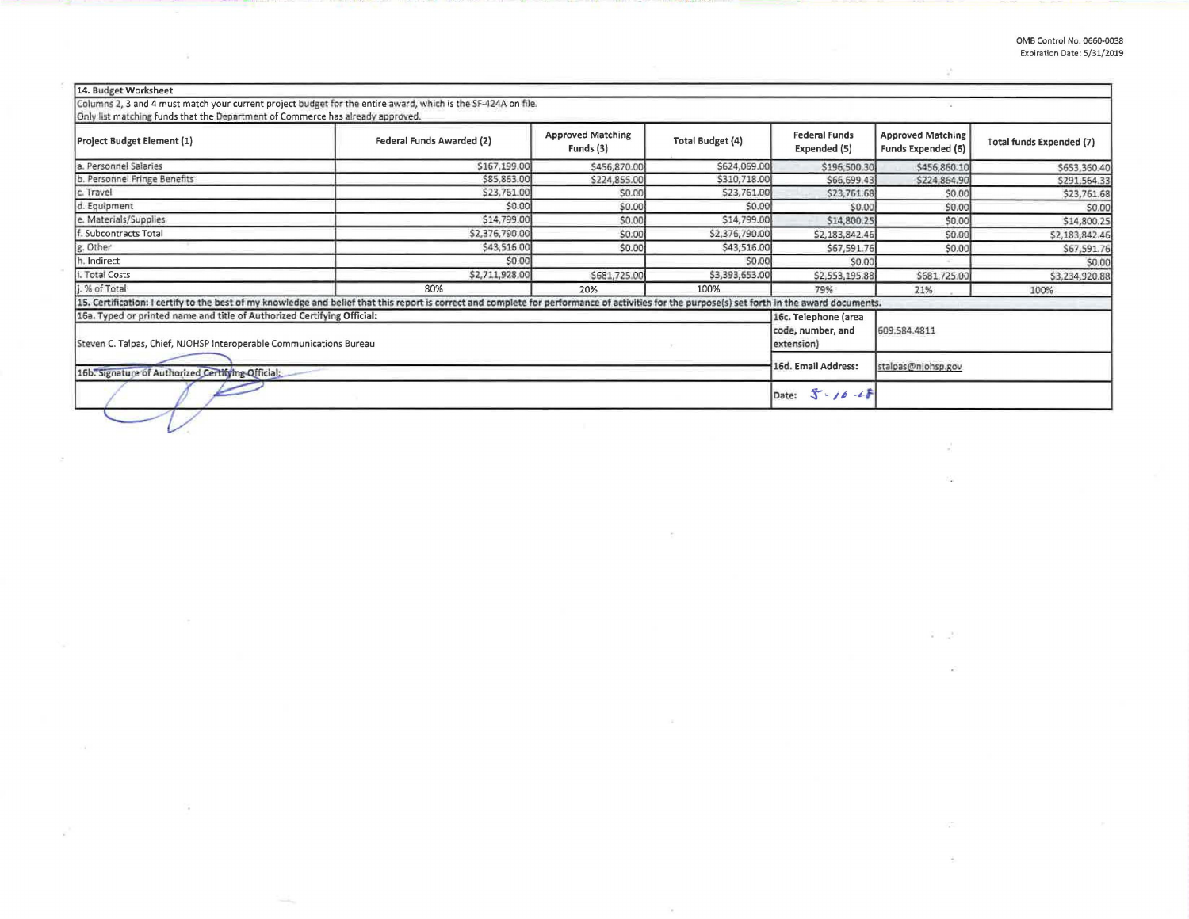OMB Control No. 0660-0038
Expiration Date: 5/31/2019

**14. Budget Worksheet**

Columns 2, 3 and 4 must match your current project budget for the entire award, which is the SF-424A on file.
Only list matching funds that the Department of Commerce has already approved.

| Project Budget Element (1) | Federal Funds Awarded (2) | Approved Matching Funds (3) | Total Budget (4) | Federal Funds Expended (5) | Approved Matching Funds Expended (6) | Total funds Expended (7) |
|---|---|---|---|---|---|---|
| a. Personnel Salaries | $167,199.00 | $456,870.00 | $624,069.00 | $196,500.30 | $456,860.10 | $653,360.40 |
| b. Personnel Fringe Benefits | $85,863.00 | $224,855.00 | $310,718.00 | $66,699.43 | $224,864.90 | $291,564.33 |
| c. Travel | $23,761.00 | $0.00 | $23,761.00 | $23,761.68 | $0.00 | $23,761.68 |
| d. Equipment | $0.00 | $0.00 | $0.00 | $0.00 | $0.00 | $0.00 |
| e. Materials/Supplies | $14,799.00 | $0.00 | $14,799.00 | $14,800.25 | $0.00 | $14,800.25 |
| f. Subcontracts Total | $2,376,790.00 | $0.00 | $2,376,790.00 | $2,183,842.46 | $0.00 | $2,183,842.46 |
| g. Other | $43,516.00 | $0.00 | $43,516.00 | $67,591.76 | $0.00 | $67,591.76 |
| h. Indirect | $0.00 | | $0.00 | $0.00 | | $0.00 |
| i. Total Costs | $2,711,928.00 | $681,725.00 | $3,393,653.00 | $2,553,195.88 | $681,725.00 | $3,234,920.88 |
| j. % of Total | 80% | 20% | 100% | 79% | 21% | 100% |

**15. Certification: I certify to the best of my knowledge and belief that this report is correct and complete for performance of activities for the purpose(s) set forth in the award documents.**

| | | |
|---|---|---|
| **16a. Typed or printed name and title of Authorized Certifying Official:** Steven C. Talpas, Chief, NJOHSP Interoperable Communications Bureau | 16c. Telephone (area code, number, and extension) | 609.584.4811 |
| **16b. Signature of Authorized Certifying Official:** | 16d. Email Address: | stalpas@njohsp.gov |
| | Date: 5-16-18 | |